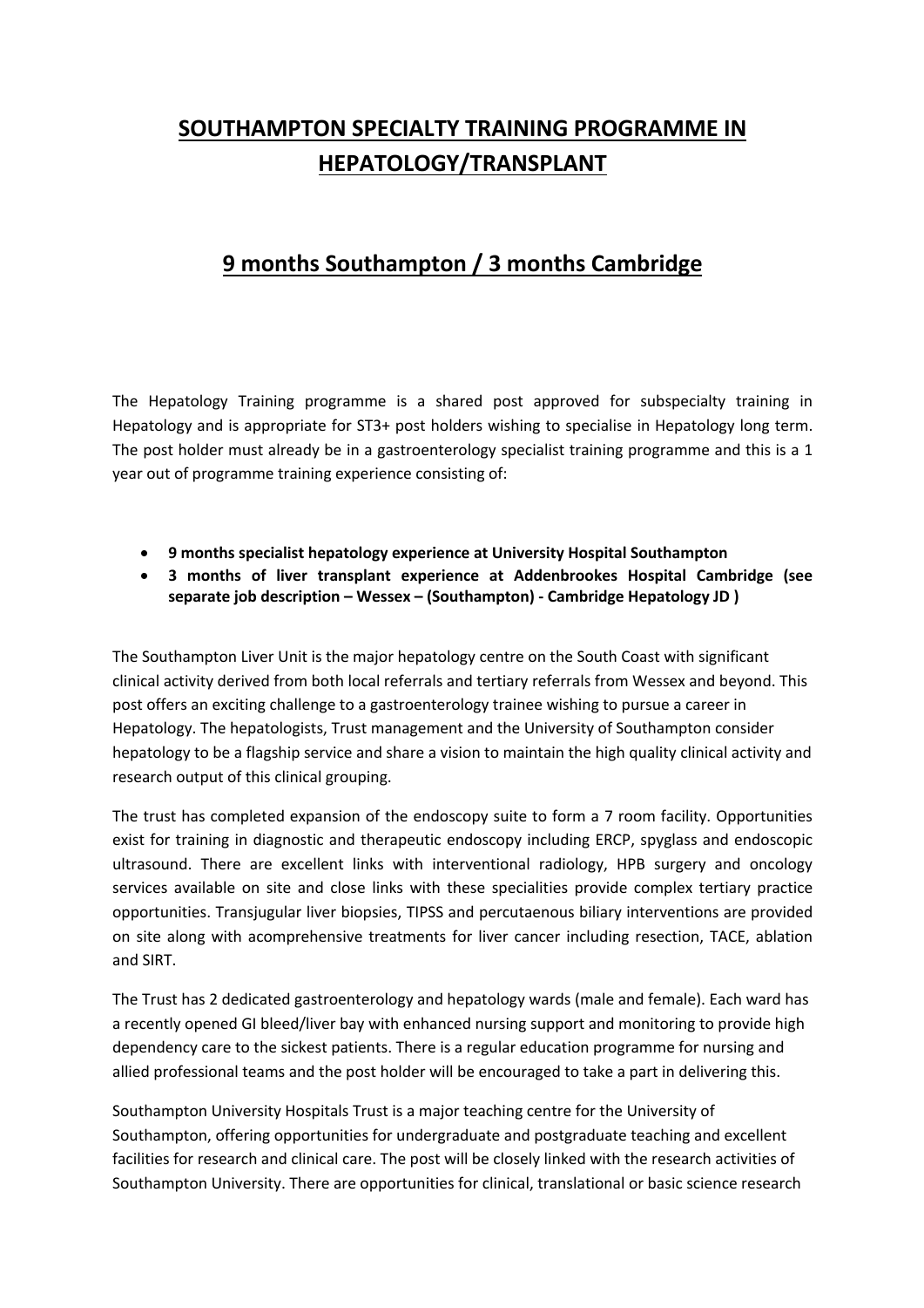# SOUTHAMPTON SPECIALTY TRAINING PROGRAMME IN HEPATOLOGY/TRANSPLANT

## 9 months Southampton / 3 months Cambridge

The Hepatology Training programme is a shared post approved for subspecialty training in Hepatology and is appropriate for ST3+ post holders wishing to specialise in Hepatology long term. The post holder must already be in a gastroenterology specialist training programme and this is a 1 year out of programme training experience consisting of:

- **9 months specialist hepatology experience at University Hospital Southampton**
- **3 months of liver transplant experience at Addenbrookes Hospital Cambridge (see separate job description – Wessex – (Southampton) - Cambridge Hepatology JD )**

The Southampton Liver Unit is the major hepatology centre on the South Coast with significant clinical activity derived from both local referrals and tertiary referrals from Wessex and beyond. This post offers an exciting challenge to a gastroenterology trainee wishing to pursue a career in Hepatology. The hepatologists, Trust management and the University of Southampton consider hepatology to be a flagship service and share a vision to maintain the high quality clinical activity and research output of this clinical grouping.

The trust has completed expansion of the endoscopy suite to form a 7 room facility. Opportunities exist for training in diagnostic and therapeutic endoscopy including ERCP, spyglass and endoscopic ultrasound. There are excellent links with interventional radiology, HPB surgery and oncology services available on site and close links with these specialities provide complex tertiary practice opportunities. Transjugular liver biopsies, TIPSS and percutaenous biliary interventions are provided on site along with acomprehensive treatments for liver cancer including resection, TACE, ablation and SIRT.

The Trust has 2 dedicated gastroenterology and hepatology wards (male and female). Each ward has a recently opened GI bleed/liver bay with enhanced nursing support and monitoring to provide high dependency care to the sickest patients. There is a regular education programme for nursing and allied professional teams and the post holder will be encouraged to take a part in delivering this.

Southampton University Hospitals Trust is a major teaching centre for the University of Southampton, offering opportunities for undergraduate and postgraduate teaching and excellent facilities for research and clinical care. The post will be closely linked with the research activities of Southampton University. There are opportunities for clinical, translational or basic science research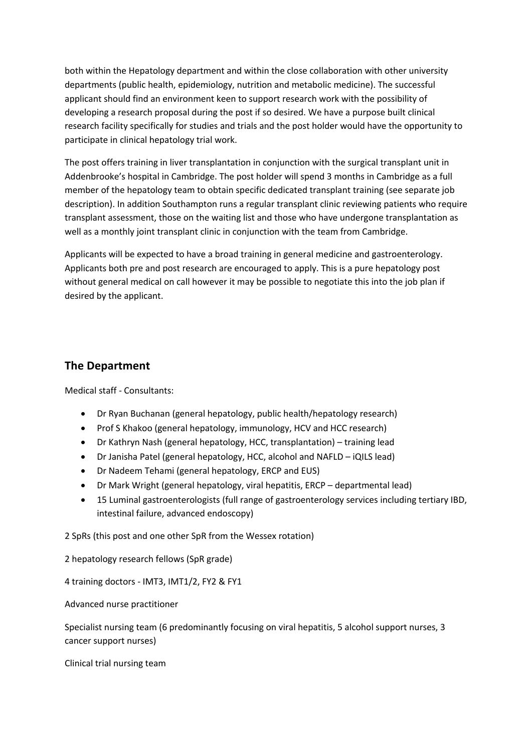both within the Hepatology department and within the close collaboration with other university departments (public health, epidemiology, nutrition and metabolic medicine). The successful applicant should find an environment keen to support research work with the possibility of developing a research proposal during the post if so desired. We have a purpose built clinical research facility specifically for studies and trials and the post holder would have the opportunity to participate in clinical hepatology trial work.

The post offers training in liver transplantation in conjunction with the surgical transplant unit in Addenbrooke's hospital in Cambridge. The post holder will spend 3 months in Cambridge as a full member of the hepatology team to obtain specific dedicated transplant training (see separate job description). In addition Southampton runs a regular transplant clinic reviewing patients who require transplant assessment, those on the waiting list and those who have undergone transplantation as well as a monthly joint transplant clinic in conjunction with the team from Cambridge.

Applicants will be expected to have a broad training in general medicine and gastroenterology. Applicants both pre and post research are encouraged to apply. This is a pure hepatology post without general medical on call however it may be possible to negotiate this into the job plan if desired by the applicant.

## The Department

Medical staff - Consultants:

- Dr Ryan Buchanan (general hepatology, public health/hepatology research)
- Prof S Khakoo (general hepatology, immunology, HCV and HCC research)
- Dr Kathryn Nash (general hepatology, HCC, transplantation) – training lead
- Dr Janisha Patel (general hepatology, HCC, alcohol and NAFLD – iQILS lead)
- Dr Nadeem Tehami (general hepatology, ERCP and EUS)
- Dr Mark Wright (general hepatology, viral hepatitis, ERCP – departmental lead)
- 15 Luminal gastroenterologists (full range of gastroenterology services including tertiary IBD, intestinal failure, advanced endoscopy)

2 SpRs (this post and one other SpR from the Wessex rotation)

2 hepatology research fellows (SpR grade)

4 training doctors - IMT3, IMT1/2, FY2 & FY1

Advanced nurse practitioner

Specialist nursing team (6 predominantly focusing on viral hepatitis, 5 alcohol support nurses, 3 cancer support nurses)

Clinical trial nursing team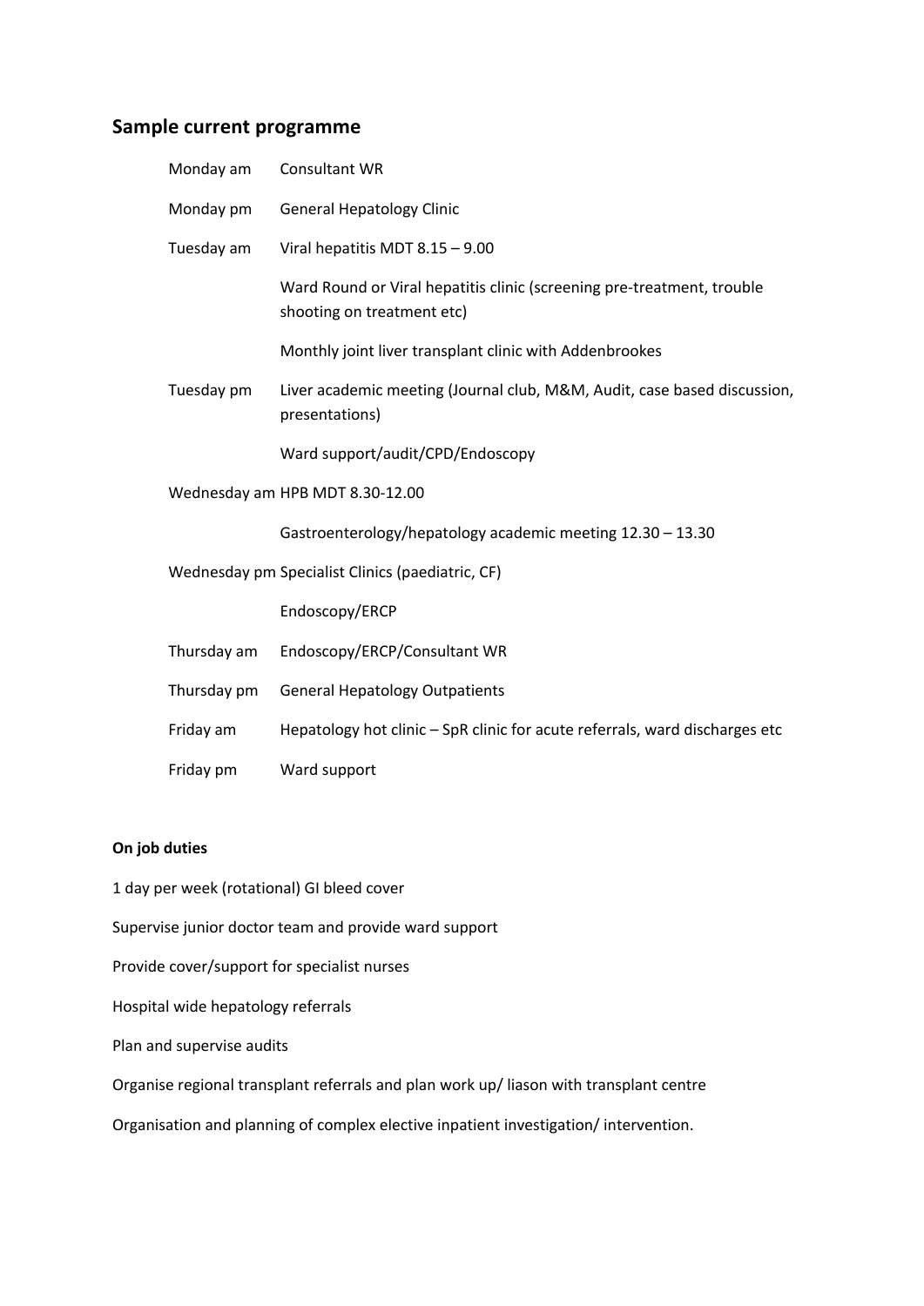## Sample current programme

| | |
|---|---|
| Monday am | Consultant WR |
| Monday pm | General Hepatology Clinic |
| Tuesday am | Viral hepatitis MDT 8.15 – 9.00 |
| | Ward Round or Viral hepatitis clinic (screening pre-treatment, trouble shooting on treatment etc) |
| | Monthly joint liver transplant clinic with Addenbrookes |
| Tuesday pm | Liver academic meeting (Journal club, M&M, Audit, case based discussion, presentations) |
| | Ward support/audit/CPD/Endoscopy |
| Wednesday am | HPB MDT 8.30-12.00 |
| | Gastroenterology/hepatology academic meeting 12.30 – 13.30 |
| Wednesday pm | Specialist Clinics (paediatric, CF) |
| | Endoscopy/ERCP |
| Thursday am | Endoscopy/ERCP/Consultant WR |
| Thursday pm | General Hepatology Outpatients |
| Friday am | Hepatology hot clinic – SpR clinic for acute referrals, ward discharges etc |
| Friday pm | Ward support |

**On job duties**

1 day per week (rotational) GI bleed cover

Supervise junior doctor team and provide ward support

Provide cover/support for specialist nurses

Hospital wide hepatology referrals

Plan and supervise audits

Organise regional transplant referrals and plan work up/ liason with transplant centre

Organisation and planning of complex elective inpatient investigation/ intervention.